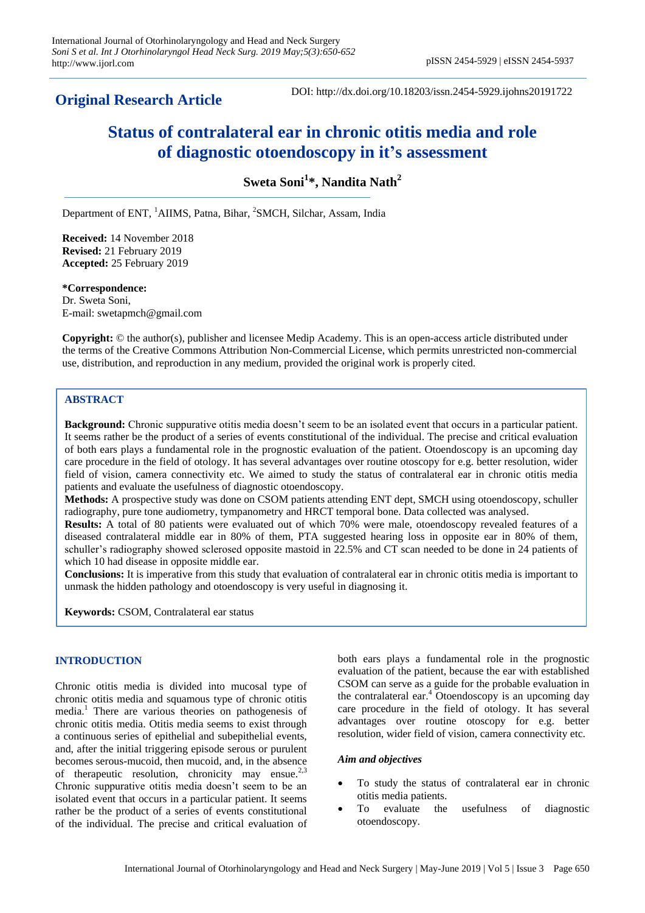**Original Research Article**

DOI: http://dx.doi.org/10.18203/issn.2454-5929.ijohns20191722

# Status of contralateral ear in chronic otitis media and role of diagnostic otoendoscopy in it's assessment

**Sweta Soni[1]*, Nandita Nath[2]**

Department of ENT, [1]AIIMS, Patna, Bihar, [2]SMCH, Silchar, Assam, India

**Received:** 14 November 2018
**Revised:** 21 February 2019
**Accepted:** 25 February 2019

***Correspondence:**
Dr. Sweta Soni,
E-mail: swetapmch@gmail.com

**Copyright:** © the author(s), publisher and licensee Medip Academy. This is an open-access article distributed under the terms of the Creative Commons Attribution Non-Commercial License, which permits unrestricted non-commercial use, distribution, and reproduction in any medium, provided the original work is properly cited.

## ABSTRACT

**Background:** Chronic suppurative otitis media doesn't seem to be an isolated event that occurs in a particular patient. It seems rather be the product of a series of events constitutional of the individual. The precise and critical evaluation of both ears plays a fundamental role in the prognostic evaluation of the patient. Otoendoscopy is an upcoming day care procedure in the field of otology. It has several advantages over routine otoscopy for e.g. better resolution, wider field of vision, camera connectivity etc. We aimed to study the status of contralateral ear in chronic otitis media patients and evaluate the usefulness of diagnostic otoendoscopy.

**Methods:** A prospective study was done on CSOM patients attending ENT dept, SMCH using otoendoscopy, schuller radiography, pure tone audiometry, tympanometry and HRCT temporal bone. Data collected was analysed.

**Results:** A total of 80 patients were evaluated out of which 70% were male, otoendoscopy revealed features of a diseased contralateral middle ear in 80% of them, PTA suggested hearing loss in opposite ear in 80% of them, schuller's radiography showed sclerosed opposite mastoid in 22.5% and CT scan needed to be done in 24 patients of which 10 had disease in opposite middle ear.

**Conclusions:** It is imperative from this study that evaluation of contralateral ear in chronic otitis media is important to unmask the hidden pathology and otoendoscopy is very useful in diagnosing it.

**Keywords:** CSOM, Contralateral ear status

## INTRODUCTION

Chronic otitis media is divided into mucosal type of chronic otitis media and squamous type of chronic otitis media.[1] There are various theories on pathogenesis of chronic otitis media. Otitis media seems to exist through a continuous series of epithelial and subepithelial events, and, after the initial triggering episode serous or purulent becomes serous-mucoid, then mucoid, and, in the absence of therapeutic resolution, chronicity may ensue.[2,3] Chronic suppurative otitis media doesn't seem to be an isolated event that occurs in a particular patient. It seems rather be the product of a series of events constitutional of the individual. The precise and critical evaluation of both ears plays a fundamental role in the prognostic evaluation of the patient, because the ear with established CSOM can serve as a guide for the probable evaluation in the contralateral ear.[4] Otoendoscopy is an upcoming day care procedure in the field of otology. It has several advantages over routine otoscopy for e.g. better resolution, wider field of vision, camera connectivity etc.

### *Aim and objectives*

- To study the status of contralateral ear in chronic otitis media patients.
- To evaluate the usefulness of diagnostic otoendoscopy.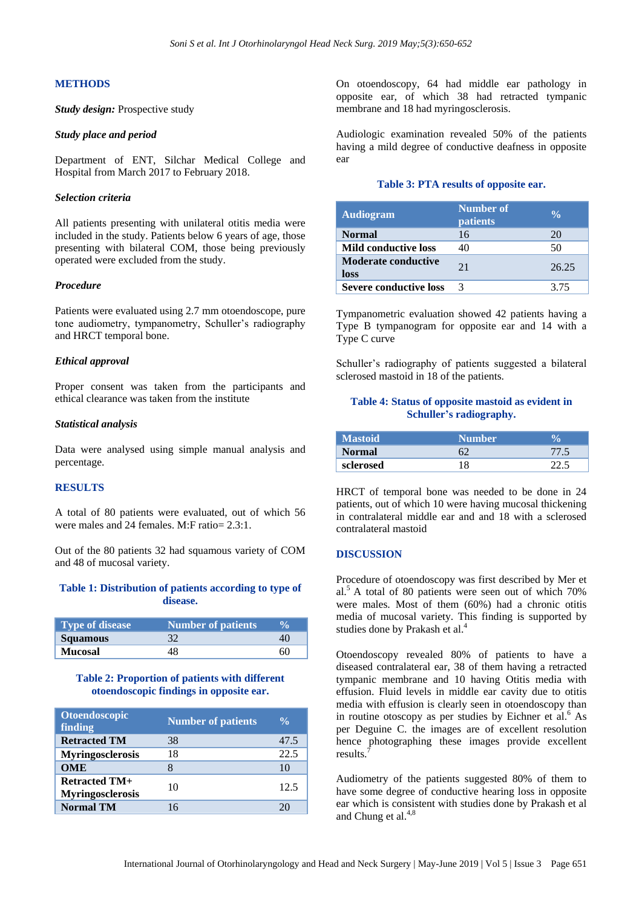## METHODS

***Study design:*** Prospective study

***Study place and period***

Department of ENT, Silchar Medical College and Hospital from March 2017 to February 2018.

***Selection criteria***

All patients presenting with unilateral otitis media were included in the study. Patients below 6 years of age, those presenting with bilateral COM, those being previously operated were excluded from the study.

***Procedure***

Patients were evaluated using 2.7 mm otoendoscope, pure tone audiometry, tympanometry, Schuller's radiography and HRCT temporal bone.

***Ethical approval***

Proper consent was taken from the participants and ethical clearance was taken from the institute

***Statistical analysis***

Data were analysed using simple manual analysis and percentage.

## RESULTS

A total of 80 patients were evaluated, out of which 56 were males and 24 females. M:F ratio= 2.3:1.

Out of the 80 patients 32 had squamous variety of COM and 48 of mucosal variety.

**Table 1: Distribution of patients according to type of disease.**

| Type of disease | Number of patients | % |
|---|---|---|
| **Squamous** | 32 | 40 |
| **Mucosal** | 48 | 60 |

**Table 2: Proportion of patients with different otoendoscopic findings in opposite ear.**

| Otoendoscopic finding | Number of patients | % |
|---|---|---|
| **Retracted TM** | 38 | 47.5 |
| **Myringosclerosis** | 18 | 22.5 |
| **OME** | 8 | 10 |
| **Retracted TM+ Myringosclerosis** | 10 | 12.5 |
| **Normal TM** | 16 | 20 |

On otoendoscopy, 64 had middle ear pathology in opposite ear, of which 38 had retracted tympanic membrane and 18 had myringosclerosis.

Audiologic examination revealed 50% of the patients having a mild degree of conductive deafness in opposite ear

**Table 3: PTA results of opposite ear.**

| Audiogram | Number of patients | % |
|---|---|---|
| **Normal** | 16 | 20 |
| **Mild conductive loss** | 40 | 50 |
| **Moderate conductive loss** | 21 | 26.25 |
| **Severe conductive loss** | 3 | 3.75 |

Tympanometric evaluation showed 42 patients having a Type B tympanogram for opposite ear and 14 with a Type C curve

Schuller's radiography of patients suggested a bilateral sclerosed mastoid in 18 of the patients.

**Table 4: Status of opposite mastoid as evident in Schuller's radiography.**

| Mastoid | Number | % |
|---|---|---|
| **Normal** | 62 | 77.5 |
| **sclerosed** | 18 | 22.5 |

HRCT of temporal bone was needed to be done in 24 patients, out of which 10 were having mucosal thickening in contralateral middle ear and and 18 with a sclerosed contralateral mastoid

## DISCUSSION

Procedure of otoendoscopy was first described by Mer et al.[5] A total of 80 patients were seen out of which 70% were males. Most of them (60%) had a chronic otitis media of mucosal variety. This finding is supported by studies done by Prakash et al.[4]

Otoendoscopy revealed 80% of patients to have a diseased contralateral ear, 38 of them having a retracted tympanic membrane and 10 having Otitis media with effusion. Fluid levels in middle ear cavity due to otitis media with effusion is clearly seen in otoendoscopy than in routine otoscopy as per studies by Eichner et al.[6] As per Deguine C. the images are of excellent resolution hence photographing these images provide excellent results.[7]

Audiometry of the patients suggested 80% of them to have some degree of conductive hearing loss in opposite ear which is consistent with studies done by Prakash et al and Chung et al.[4,8]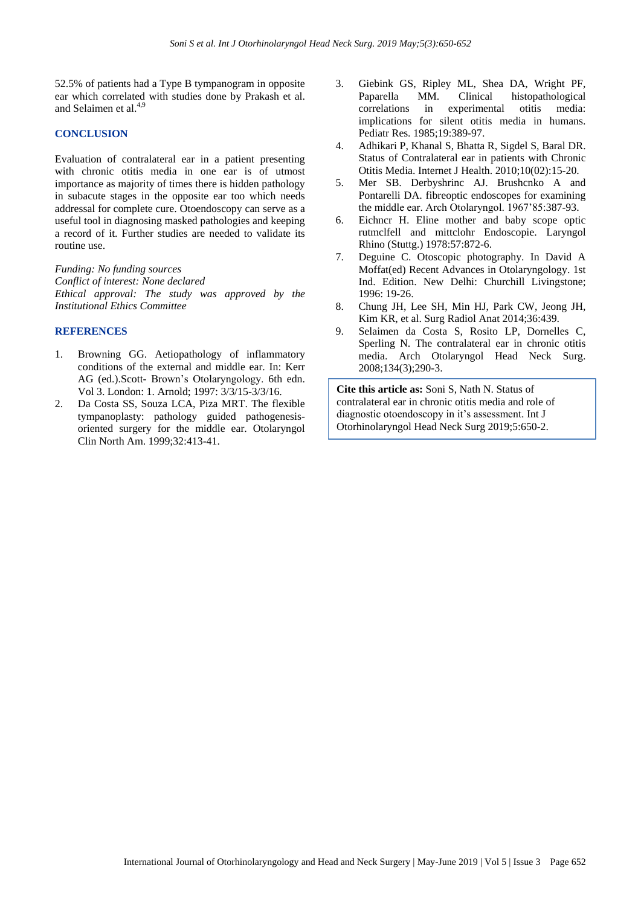52.5% of patients had a Type B tympanogram in opposite ear which correlated with studies done by Prakash et al. and Selaimen et al.[4,9]

## CONCLUSION

Evaluation of contralateral ear in a patient presenting with chronic otitis media in one ear is of utmost importance as majority of times there is hidden pathology in subacute stages in the opposite ear too which needs addressal for complete cure. Otoendoscopy can serve as a useful tool in diagnosing masked pathologies and keeping a record of it. Further studies are needed to validate its routine use.

*Funding: No funding sources*
*Conflict of interest: None declared*
*Ethical approval: The study was approved by the Institutional Ethics Committee*

## REFERENCES

1. Browning GG. Aetiopathology of inflammatory conditions of the external and middle ear. In: Kerr AG (ed.).Scott- Brown's Otolaryngology. 6th edn. Vol 3. London: 1. Arnold; 1997: 3/3/15-3/3/16.
2. Da Costa SS, Souza LCA, Piza MRT. The flexible tympanoplasty: pathology guided pathogenesis-oriented surgery for the middle ear. Otolaryngol Clin North Am. 1999;32:413-41.
3. Giebink GS, Ripley ML, Shea DA, Wright PF, Paparella MM. Clinical histopathological correlations in experimental otitis media: implications for silent otitis media in humans. Pediatr Res. 1985;19:389-97.
4. Adhikari P, Khanal S, Bhatta R, Sigdel S, Baral DR. Status of Contralateral ear in patients with Chronic Otitis Media. Internet J Health. 2010;10(02):15-20.
5. Mer SB. Derbyshrinc AJ. Brushcnko A and Pontarelli DA. fibreoptic endoscopes for examining the middle ear. Arch Otolaryngol. 1967'85:387-93.
6. Eichncr H. Eline mother and baby scope optic rutmclfell and mittclohr Endoscopie. Laryngol Rhino (Stuttg.) 1978:57:872-6.
7. Deguine C. Otoscopic photography. In David A Moffat(ed) Recent Advances in Otolaryngology. 1st Ind. Edition. New Delhi: Churchill Livingstone; 1996: 19-26.
8. Chung JH, Lee SH, Min HJ, Park CW, Jeong JH, Kim KR, et al. Surg Radiol Anat 2014;36:439.
9. Selaimen da Costa S, Rosito LP, Dornelles C, Sperling N. The contralateral ear in chronic otitis media. Arch Otolaryngol Head Neck Surg. 2008;134(3);290-3.

**Cite this article as:** Soni S, Nath N. Status of contralateral ear in chronic otitis media and role of diagnostic otoendoscopy in it's assessment. Int J Otorhinolaryngol Head Neck Surg 2019;5:650-2.